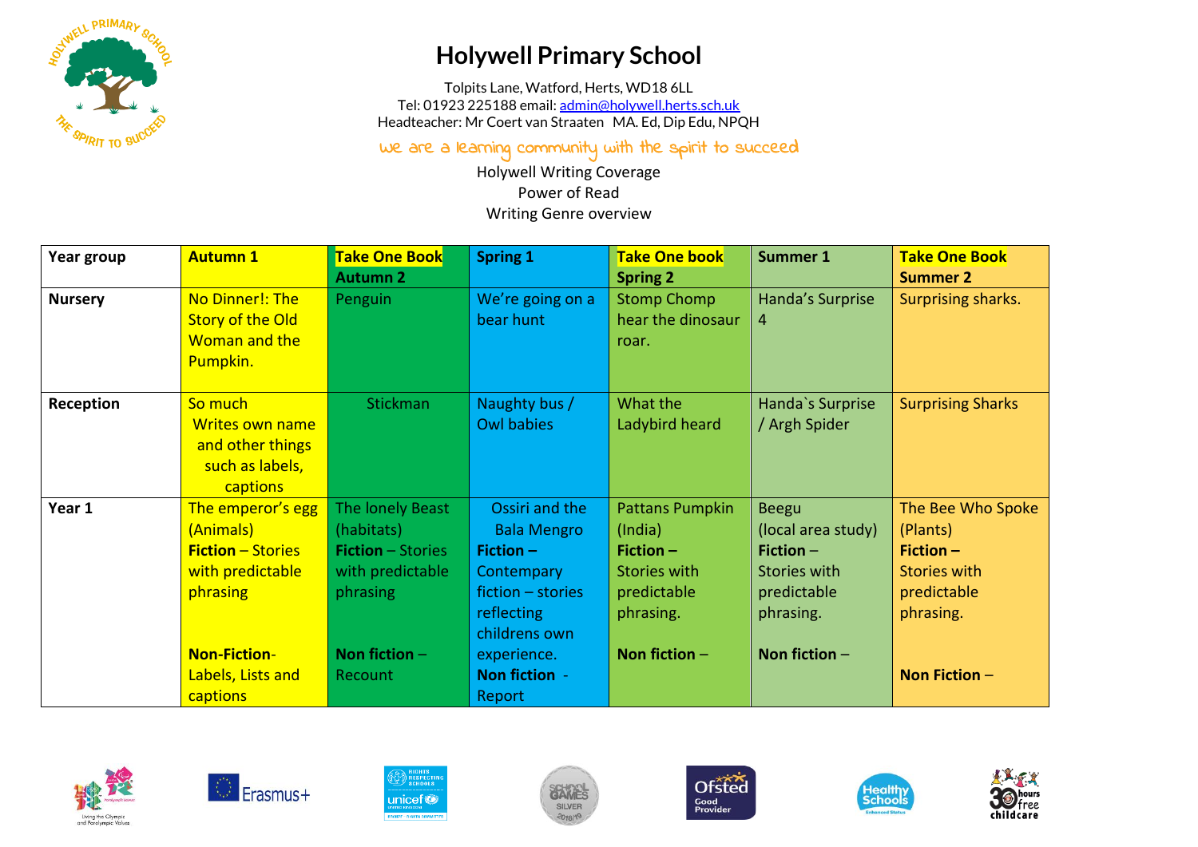# Holywell Primary School

Tolpits Lane, Watford, Herts, WD18 6LL
Tel: 01923 225188 email: admin@holywell.herts.sch.uk
Headteacher: Mr Coert van Straaten MA. Ed, Dip Edu, NPQH

*we are a learning community with the spirit to succeed*

Holywell Writing Coverage
Power of Read
Writing Genre overview

| Year group | Autumn 1 | Take One Book Autumn 2 | Spring 1 | Take One book Spring 2 | Summer 1 | Take One Book Summer 2 |
|---|---|---|---|---|---|---|
| **Nursery** | No Dinner!: The Story of the Old Woman and the Pumpkin. | Penguin | We're going on a bear hunt | Stomp Chomp hear the dinosaur roar. | Handa's Surprise 4 | Surprising sharks. |
| **Reception** | So much Writes own name and other things such as labels, captions | Stickman | Naughty bus / Owl babies | What the Ladybird heard | Handa`s Surprise / Argh Spider | Surprising Sharks |
| **Year 1** | The emperor's egg (Animals) **Fiction** – Stories with predictable phrasing **Non-Fiction**- Labels, Lists and captions | The lonely Beast (habitats) **Fiction** – Stories with predictable phrasing **Non fiction** – Recount | Ossiri and the Bala Mengro **Fiction** – Contempary fiction – stories reflecting childrens own experience. **Non fiction** - Report | Pattans Pumpkin (India) **Fiction** – Stories with predictable phrasing. **Non fiction** – | Beegu (local area study) **Fiction** – Stories with predictable phrasing. **Non fiction** – | The Bee Who Spoke (Plants) **Fiction** – Stories with predictable phrasing. **Non Fiction** – |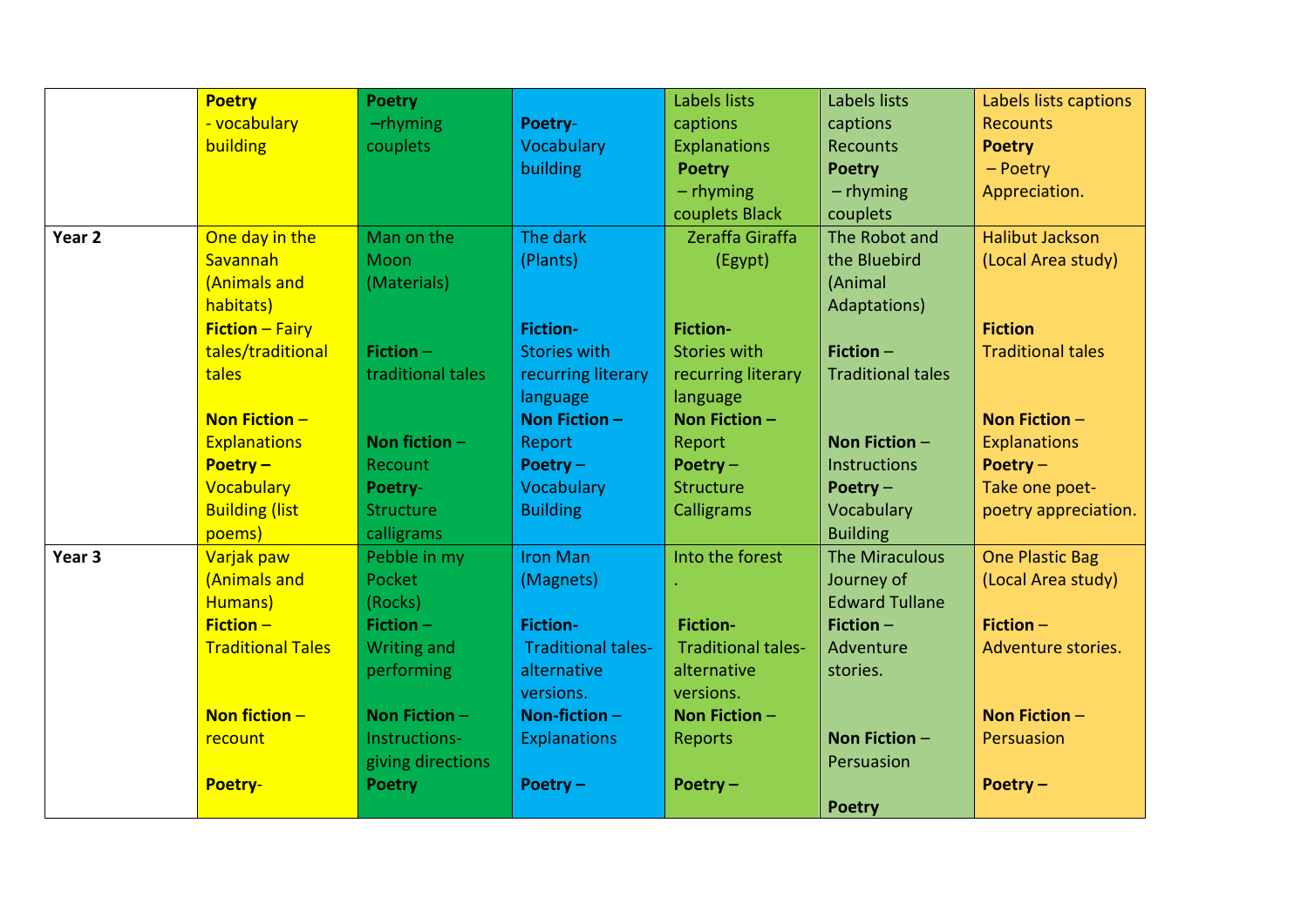|  |  |  |  |  |  |  |
|---|---|---|---|---|---|---|
|  | **Poetry** - vocabulary building | **Poetry** –rhyming couplets | **Poetry**- Vocabulary building | Labels lists captions Explanations **Poetry** – rhyming couplets Black | Labels lists captions Recounts **Poetry** – rhyming couplets | Labels lists captions Recounts **Poetry** – Poetry Appreciation. |
| **Year 2** | One day in the Savannah (Animals and habitats) **Fiction** – Fairy tales/traditional tales **Non Fiction** – Explanations **Poetry** – Vocabulary Building (list poems) | Man on the Moon (Materials) **Fiction** – traditional tales **Non fiction** – Recount **Poetry**- Structure calligrams | The dark (Plants) **Fiction**- Stories with recurring literary language **Non Fiction** – Report **Poetry** – Vocabulary Building | Zeraffa Giraffa (Egypt) **Fiction**- Stories with recurring literary language **Non Fiction** – Report **Poetry** – Structure Calligrams | The Robot and the Bluebird (Animal Adaptations) **Fiction** – Traditional tales **Non Fiction** – Instructions **Poetry** – Vocabulary Building | Halibut Jackson (Local Area study) **Fiction** Traditional tales **Non Fiction** – Explanations **Poetry** – Take one poet- poetry appreciation. |
| **Year 3** | Varjak paw (Animals and Humans) **Fiction** – Traditional Tales **Non fiction** – recount **Poetry**- | Pebble in my Pocket (Rocks) **Fiction** – Writing and performing **Non Fiction** – Instructions- giving directions **Poetry** | Iron Man (Magnets) **Fiction**- Traditional tales- alternative versions. **Non-fiction** – Explanations **Poetry** – | Into the forest . **Fiction**- Traditional tales- alternative versions. **Non Fiction** – Reports **Poetry** – | The Miraculous Journey of Edward Tullane **Fiction** – Adventure stories. **Non Fiction** – Persuasion **Poetry** | One Plastic Bag (Local Area study) **Fiction** – Adventure stories. **Non Fiction** – Persuasion **Poetry** – |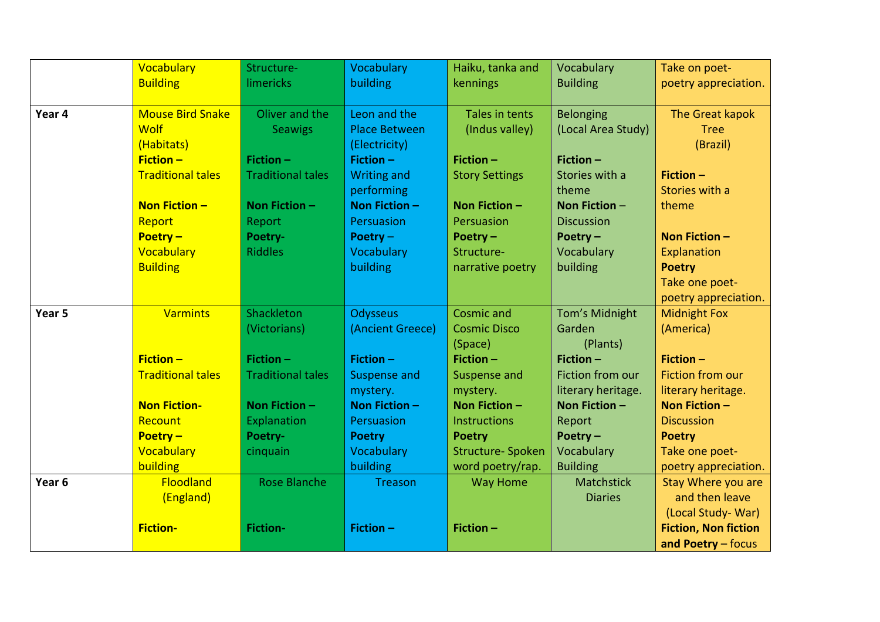|  | Vocabulary Building | Structure- limericks | Vocabulary building | Haiku, tanka and kennings | Vocabulary Building | Take on poet- poetry appreciation. |
|---|---|---|---|---|---|---|
| **Year 4** | Mouse Bird Snake Wolf (Habitats)<br>**Fiction –** Traditional tales<br><br>**Non Fiction –** Report<br>**Poetry –** Vocabulary Building | Oliver and the Seawigs<br><br>**Fiction –** Traditional tales<br><br>**Non Fiction –** Report<br>**Poetry-** Riddles | Leon and the Place Between (Electricity)<br>**Fiction –** Writing and performing<br>**Non Fiction –** Persuasion<br>**Poetry –** Vocabulary building | Tales in tents (Indus valley)<br><br>**Fiction –** Story Settings<br><br>**Non Fiction –** Persuasion<br>**Poetry –** Structure- narrative poetry | Belonging (Local Area Study)<br><br>**Fiction –** Stories with a theme<br>**Non Fiction –** Discussion<br>**Poetry –** Vocabulary building | The Great kapok Tree (Brazil)<br><br>**Fiction –** Stories with a theme<br><br>**Non Fiction –** Explanation<br>**Poetry** Take one poet- poetry appreciation. |
| **Year 5** | Varmints<br><br>**Fiction –** Traditional tales<br><br>**Non Fiction-** Recount<br>**Poetry –** Vocabulary building | Shackleton (Victorians)<br><br>**Fiction –** Traditional tales<br><br>**Non Fiction –** Explanation<br>**Poetry-** cinquain | Odysseus (Ancient Greece)<br><br>**Fiction –** Suspense and mystery.<br>**Non Fiction –** Persuasion<br>**Poetry** Vocabulary building | Cosmic and Cosmic Disco (Space)<br>**Fiction –** Suspense and mystery.<br>**Non Fiction –** Instructions<br>**Poetry** Structure- Spoken word poetry/rap. | Tom's Midnight Garden (Plants)<br>**Fiction –** Fiction from our literary heritage.<br>**Non Fiction –** Report<br>**Poetry –** Vocabulary Building | Midnight Fox (America)<br><br>**Fiction –** Fiction from our literary heritage.<br>**Non Fiction –** Discussion<br>**Poetry** Take one poet- poetry appreciation. |
| **Year 6** | Floodland (England)<br><br>**Fiction-** | Rose Blanche<br><br><br>**Fiction-** | Treason<br><br><br>**Fiction –** | Way Home<br><br><br>**Fiction –** | Matchstick Diaries | Stay Where you are and then leave (Local Study- War)<br>**Fiction, Non fiction and Poetry** – focus |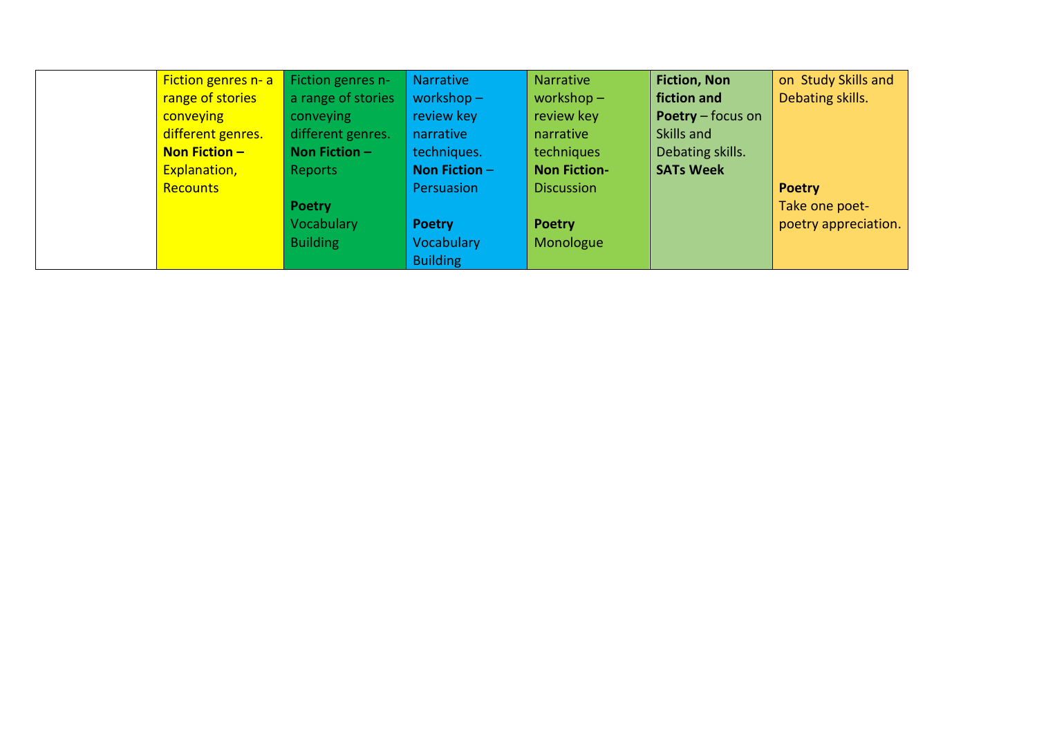| | | | | | | |
|---|---|---|---|---|---|---|
| | Fiction genres n- a range of stories conveying different genres. **Non Fiction –** Explanation, Recounts | Fiction genres n- a range of stories conveying different genres. **Non Fiction –** Reports<br><br>**Poetry** Vocabulary Building | Narrative workshop – review key narrative techniques. **Non Fiction** – Persuasion<br><br>**Poetry** Vocabulary Building | Narrative workshop – review key narrative techniques **Non Fiction-** Discussion<br><br>**Poetry** Monologue | **Fiction, Non fiction and Poetry** – focus on Skills and Debating skills. **SATs Week** | on Study Skills and Debating skills.<br><br>**Poetry** Take one poet- poetry appreciation. |